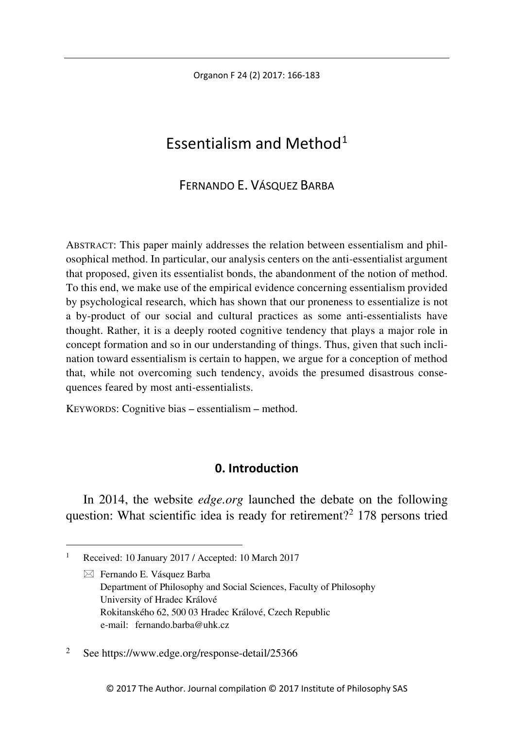# Essentialism and Method[1]

FERNANDO E. VÁSQUEZ BARBA

ABSTRACT: This paper mainly addresses the relation between essentialism and philosophical method. In particular, our analysis centers on the anti-essentialist argument that proposed, given its essentialist bonds, the abandonment of the notion of method. To this end, we make use of the empirical evidence concerning essentialism provided by psychological research, which has shown that our proneness to essentialize is not a by-product of our social and cultural practices as some anti-essentialists have thought. Rather, it is a deeply rooted cognitive tendency that plays a major role in concept formation and so in our understanding of things. Thus, given that such inclination toward essentialism is certain to happen, we argue for a conception of method that, while not overcoming such tendency, avoids the presumed disastrous consequences feared by most anti-essentialists.

KEYWORDS: Cognitive bias – essentialism – method.

## 0. Introduction

In 2014, the website *edge.org* launched the debate on the following question: What scientific idea is ready for retirement?[2] 178 persons tried

---

[1] Received: 10 January 2017 / Accepted: 10 March 2017

✉ Fernando E. Vásquez Barba
Department of Philosophy and Social Sciences, Faculty of Philosophy
University of Hradec Králové
Rokitanského 62, 500 03 Hradec Králové, Czech Republic
e-mail: fernando.barba@uhk.cz

[2] See https://www.edge.org/response-detail/25366

© 2017 The Author. Journal compilation © 2017 Institute of Philosophy SAS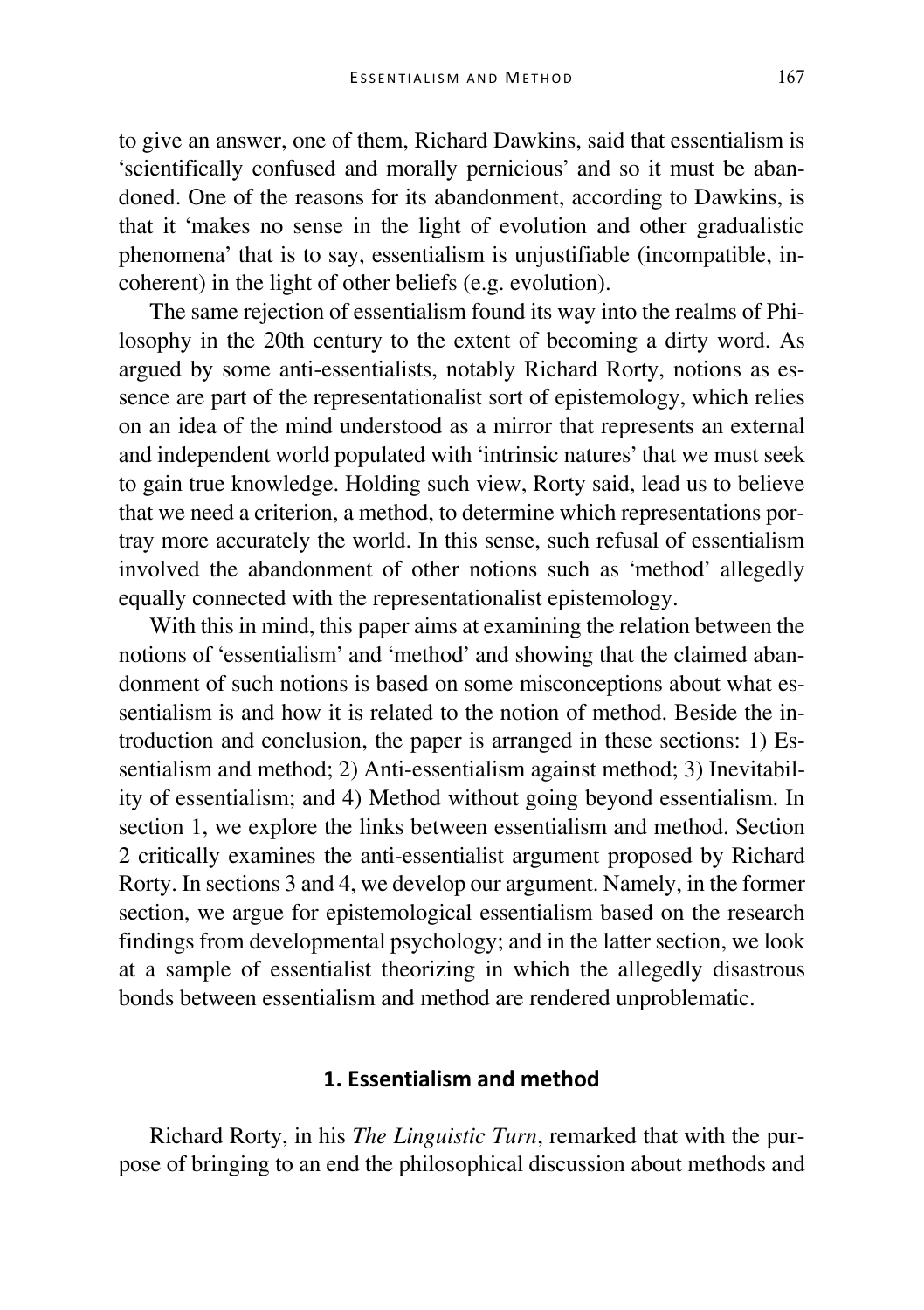to give an answer, one of them, Richard Dawkins, said that essentialism is 'scientifically confused and morally pernicious' and so it must be abandoned. One of the reasons for its abandonment, according to Dawkins, is that it 'makes no sense in the light of evolution and other gradualistic phenomena' that is to say, essentialism is unjustifiable (incompatible, incoherent) in the light of other beliefs (e.g. evolution).

The same rejection of essentialism found its way into the realms of Philosophy in the 20th century to the extent of becoming a dirty word. As argued by some anti-essentialists, notably Richard Rorty, notions as essence are part of the representationalist sort of epistemology, which relies on an idea of the mind understood as a mirror that represents an external and independent world populated with 'intrinsic natures' that we must seek to gain true knowledge. Holding such view, Rorty said, lead us to believe that we need a criterion, a method, to determine which representations portray more accurately the world. In this sense, such refusal of essentialism involved the abandonment of other notions such as 'method' allegedly equally connected with the representationalist epistemology.

With this in mind, this paper aims at examining the relation between the notions of 'essentialism' and 'method' and showing that the claimed abandonment of such notions is based on some misconceptions about what essentialism is and how it is related to the notion of method. Beside the introduction and conclusion, the paper is arranged in these sections: 1) Essentialism and method; 2) Anti-essentialism against method; 3) Inevitability of essentialism; and 4) Method without going beyond essentialism. In section 1, we explore the links between essentialism and method. Section 2 critically examines the anti-essentialist argument proposed by Richard Rorty. In sections 3 and 4, we develop our argument. Namely, in the former section, we argue for epistemological essentialism based on the research findings from developmental psychology; and in the latter section, we look at a sample of essentialist theorizing in which the allegedly disastrous bonds between essentialism and method are rendered unproblematic.

## 1. Essentialism and method

Richard Rorty, in his *The Linguistic Turn*, remarked that with the purpose of bringing to an end the philosophical discussion about methods and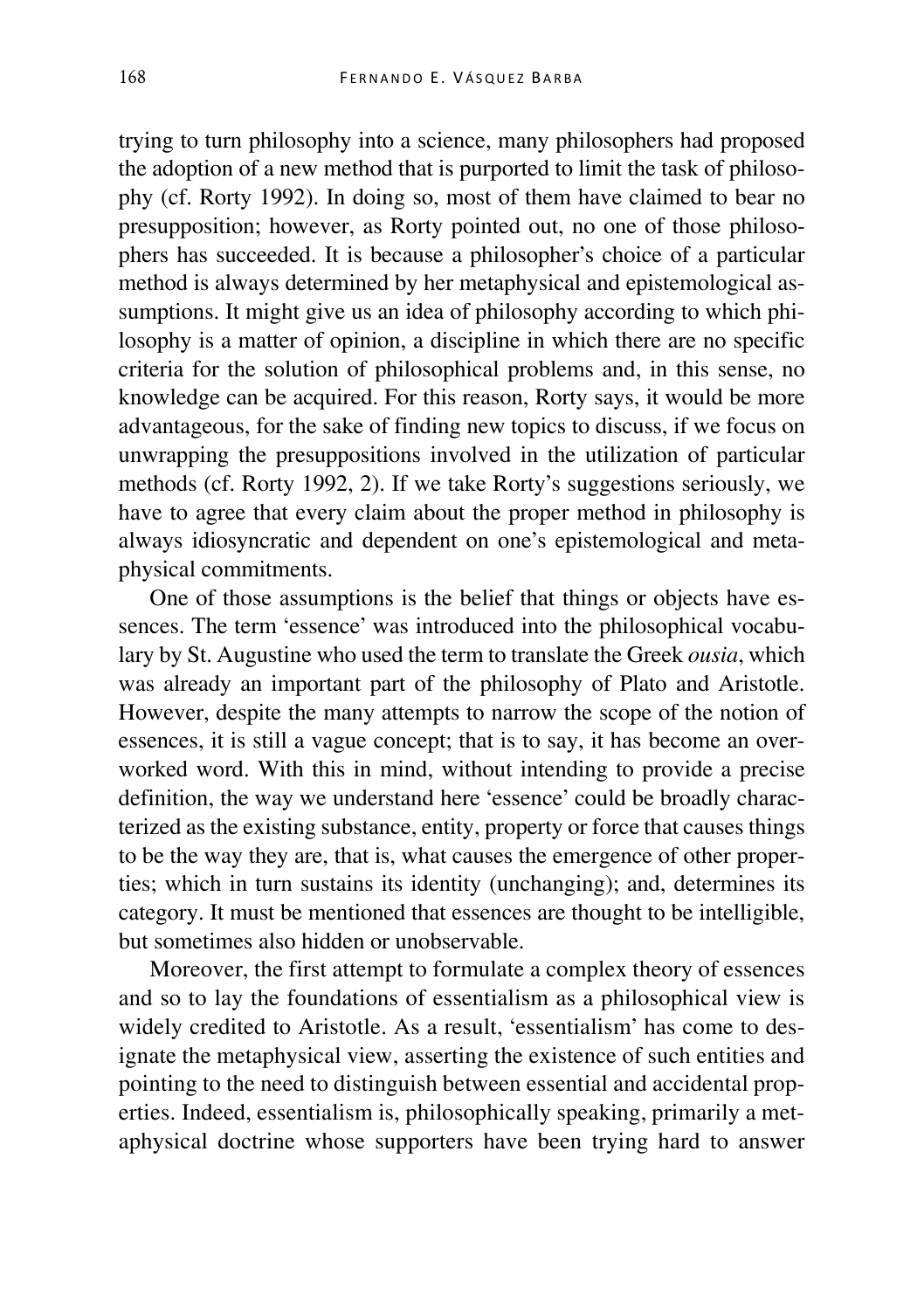trying to turn philosophy into a science, many philosophers had proposed the adoption of a new method that is purported to limit the task of philosophy (cf. Rorty 1992). In doing so, most of them have claimed to bear no presupposition; however, as Rorty pointed out, no one of those philosophers has succeeded. It is because a philosopher's choice of a particular method is always determined by her metaphysical and epistemological assumptions. It might give us an idea of philosophy according to which philosophy is a matter of opinion, a discipline in which there are no specific criteria for the solution of philosophical problems and, in this sense, no knowledge can be acquired. For this reason, Rorty says, it would be more advantageous, for the sake of finding new topics to discuss, if we focus on unwrapping the presuppositions involved in the utilization of particular methods (cf. Rorty 1992, 2). If we take Rorty's suggestions seriously, we have to agree that every claim about the proper method in philosophy is always idiosyncratic and dependent on one's epistemological and metaphysical commitments.

One of those assumptions is the belief that things or objects have essences. The term 'essence' was introduced into the philosophical vocabulary by St. Augustine who used the term to translate the Greek *ousia*, which was already an important part of the philosophy of Plato and Aristotle. However, despite the many attempts to narrow the scope of the notion of essences, it is still a vague concept; that is to say, it has become an overworked word. With this in mind, without intending to provide a precise definition, the way we understand here 'essence' could be broadly characterized as the existing substance, entity, property or force that causes things to be the way they are, that is, what causes the emergence of other properties; which in turn sustains its identity (unchanging); and, determines its category. It must be mentioned that essences are thought to be intelligible, but sometimes also hidden or unobservable.

Moreover, the first attempt to formulate a complex theory of essences and so to lay the foundations of essentialism as a philosophical view is widely credited to Aristotle. As a result, 'essentialism' has come to designate the metaphysical view, asserting the existence of such entities and pointing to the need to distinguish between essential and accidental properties. Indeed, essentialism is, philosophically speaking, primarily a metaphysical doctrine whose supporters have been trying hard to answer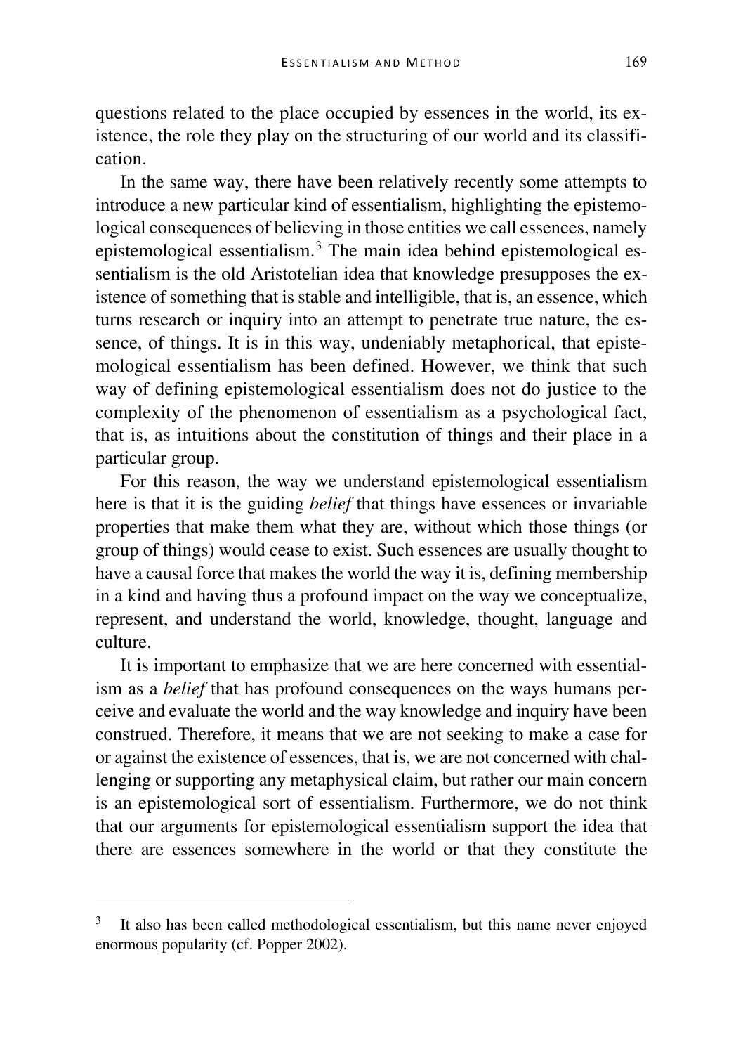questions related to the place occupied by essences in the world, its existence, the role they play on the structuring of our world and its classification.

In the same way, there have been relatively recently some attempts to introduce a new particular kind of essentialism, highlighting the epistemological consequences of believing in those entities we call essences, namely epistemological essentialism.[3] The main idea behind epistemological essentialism is the old Aristotelian idea that knowledge presupposes the existence of something that is stable and intelligible, that is, an essence, which turns research or inquiry into an attempt to penetrate true nature, the essence, of things. It is in this way, undeniably metaphorical, that epistemological essentialism has been defined. However, we think that such way of defining epistemological essentialism does not do justice to the complexity of the phenomenon of essentialism as a psychological fact, that is, as intuitions about the constitution of things and their place in a particular group.

For this reason, the way we understand epistemological essentialism here is that it is the guiding *belief* that things have essences or invariable properties that make them what they are, without which those things (or group of things) would cease to exist. Such essences are usually thought to have a causal force that makes the world the way it is, defining membership in a kind and having thus a profound impact on the way we conceptualize, represent, and understand the world, knowledge, thought, language and culture.

It is important to emphasize that we are here concerned with essentialism as a *belief* that has profound consequences on the ways humans perceive and evaluate the world and the way knowledge and inquiry have been construed. Therefore, it means that we are not seeking to make a case for or against the existence of essences, that is, we are not concerned with challenging or supporting any metaphysical claim, but rather our main concern is an epistemological sort of essentialism. Furthermore, we do not think that our arguments for epistemological essentialism support the idea that there are essences somewhere in the world or that they constitute the

[3] It also has been called methodological essentialism, but this name never enjoyed enormous popularity (cf. Popper 2002).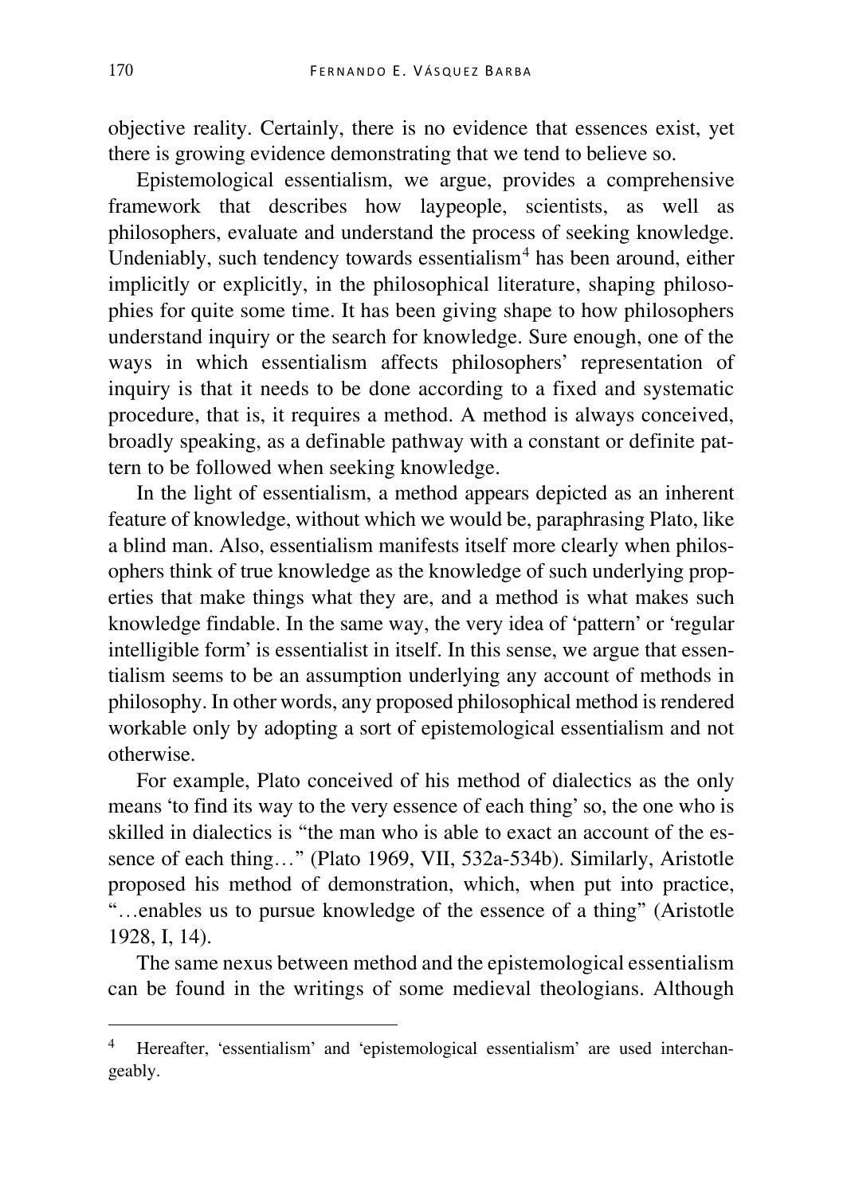objective reality. Certainly, there is no evidence that essences exist, yet there is growing evidence demonstrating that we tend to believe so.

Epistemological essentialism, we argue, provides a comprehensive framework that describes how laypeople, scientists, as well as philosophers, evaluate and understand the process of seeking knowledge. Undeniably, such tendency towards essentialism[4] has been around, either implicitly or explicitly, in the philosophical literature, shaping philosophies for quite some time. It has been giving shape to how philosophers understand inquiry or the search for knowledge. Sure enough, one of the ways in which essentialism affects philosophers' representation of inquiry is that it needs to be done according to a fixed and systematic procedure, that is, it requires a method. A method is always conceived, broadly speaking, as a definable pathway with a constant or definite pattern to be followed when seeking knowledge.

In the light of essentialism, a method appears depicted as an inherent feature of knowledge, without which we would be, paraphrasing Plato, like a blind man. Also, essentialism manifests itself more clearly when philosophers think of true knowledge as the knowledge of such underlying properties that make things what they are, and a method is what makes such knowledge findable. In the same way, the very idea of 'pattern' or 'regular intelligible form' is essentialist in itself. In this sense, we argue that essentialism seems to be an assumption underlying any account of methods in philosophy. In other words, any proposed philosophical method is rendered workable only by adopting a sort of epistemological essentialism and not otherwise.

For example, Plato conceived of his method of dialectics as the only means 'to find its way to the very essence of each thing' so, the one who is skilled in dialectics is "the man who is able to exact an account of the essence of each thing…" (Plato 1969, VII, 532a-534b). Similarly, Aristotle proposed his method of demonstration, which, when put into practice, "…enables us to pursue knowledge of the essence of a thing" (Aristotle 1928, I, 14).

The same nexus between method and the epistemological essentialism can be found in the writings of some medieval theologians. Although

---

[4] Hereafter, 'essentialism' and 'epistemological essentialism' are used interchangeably.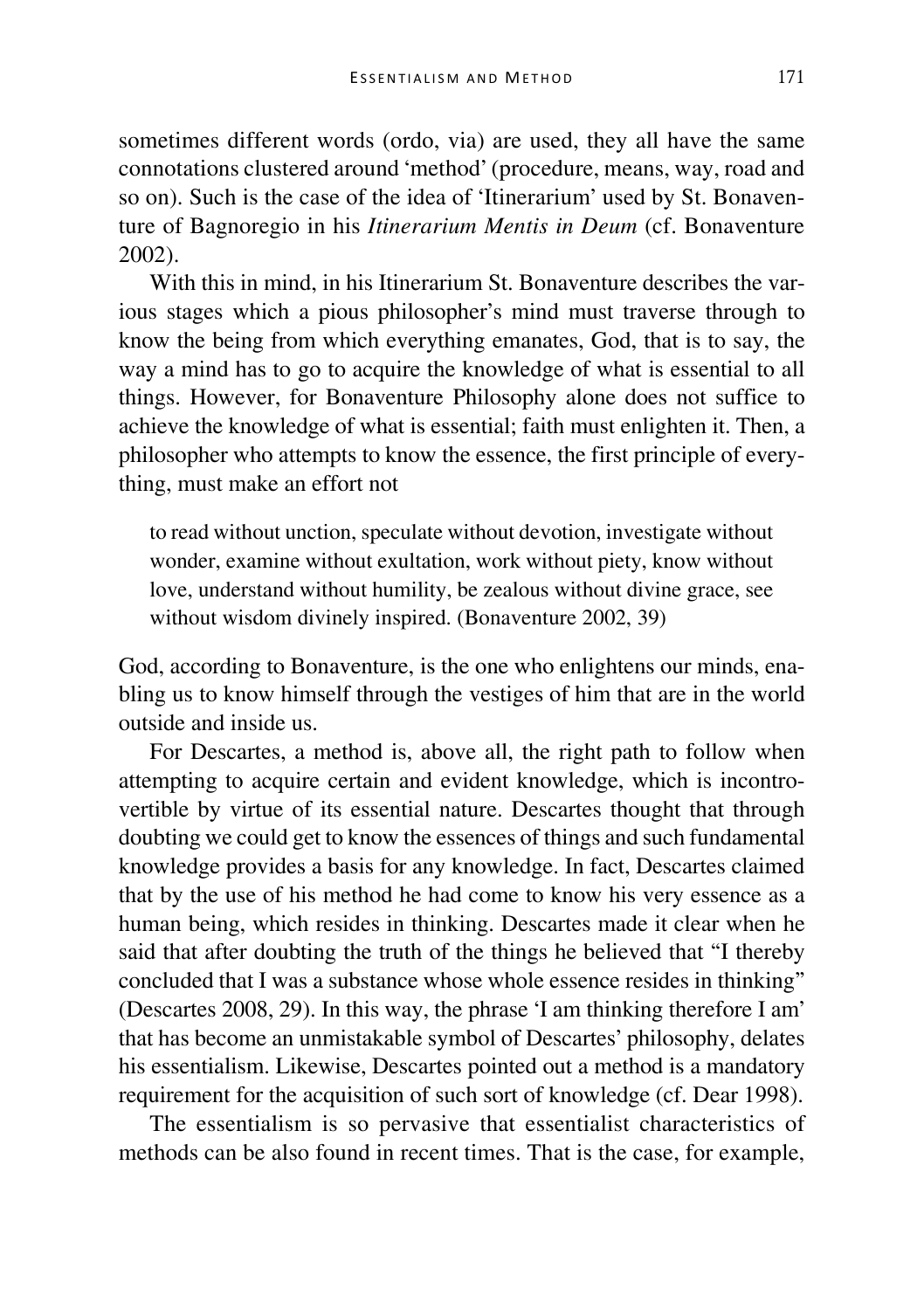sometimes different words (ordo, via) are used, they all have the same connotations clustered around 'method' (procedure, means, way, road and so on). Such is the case of the idea of 'Itinerarium' used by St. Bonaventure of Bagnoregio in his *Itinerarium Mentis in Deum* (cf. Bonaventure 2002).

With this in mind, in his Itinerarium St. Bonaventure describes the various stages which a pious philosopher's mind must traverse through to know the being from which everything emanates, God, that is to say, the way a mind has to go to acquire the knowledge of what is essential to all things. However, for Bonaventure Philosophy alone does not suffice to achieve the knowledge of what is essential; faith must enlighten it. Then, a philosopher who attempts to know the essence, the first principle of everything, must make an effort not

> to read without unction, speculate without devotion, investigate without wonder, examine without exultation, work without piety, know without love, understand without humility, be zealous without divine grace, see without wisdom divinely inspired. (Bonaventure 2002, 39)

God, according to Bonaventure, is the one who enlightens our minds, enabling us to know himself through the vestiges of him that are in the world outside and inside us.

For Descartes, a method is, above all, the right path to follow when attempting to acquire certain and evident knowledge, which is incontrovertible by virtue of its essential nature. Descartes thought that through doubting we could get to know the essences of things and such fundamental knowledge provides a basis for any knowledge. In fact, Descartes claimed that by the use of his method he had come to know his very essence as a human being, which resides in thinking. Descartes made it clear when he said that after doubting the truth of the things he believed that "I thereby concluded that I was a substance whose whole essence resides in thinking" (Descartes 2008, 29). In this way, the phrase 'I am thinking therefore I am' that has become an unmistakable symbol of Descartes' philosophy, delates his essentialism. Likewise, Descartes pointed out a method is a mandatory requirement for the acquisition of such sort of knowledge (cf. Dear 1998).

The essentialism is so pervasive that essentialist characteristics of methods can be also found in recent times. That is the case, for example,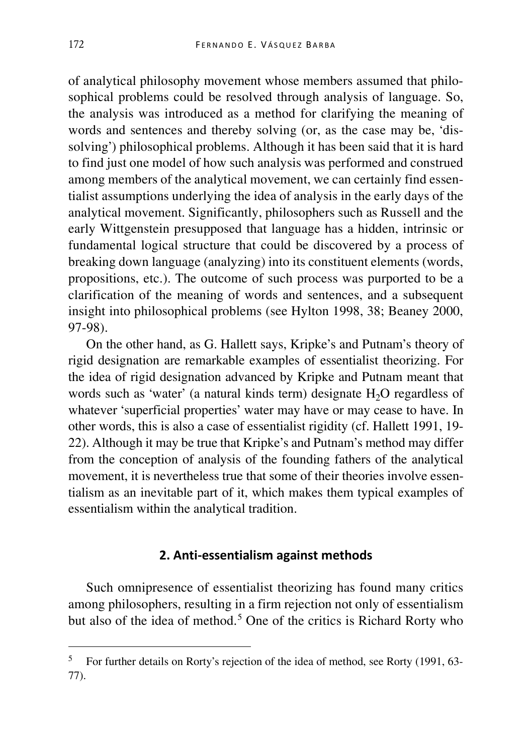of analytical philosophy movement whose members assumed that philosophical problems could be resolved through analysis of language. So, the analysis was introduced as a method for clarifying the meaning of words and sentences and thereby solving (or, as the case may be, 'dissolving') philosophical problems. Although it has been said that it is hard to find just one model of how such analysis was performed and construed among members of the analytical movement, we can certainly find essentialist assumptions underlying the idea of analysis in the early days of the analytical movement. Significantly, philosophers such as Russell and the early Wittgenstein presupposed that language has a hidden, intrinsic or fundamental logical structure that could be discovered by a process of breaking down language (analyzing) into its constituent elements (words, propositions, etc.). The outcome of such process was purported to be a clarification of the meaning of words and sentences, and a subsequent insight into philosophical problems (see Hylton 1998, 38; Beaney 2000, 97-98).

On the other hand, as G. Hallett says, Kripke's and Putnam's theory of rigid designation are remarkable examples of essentialist theorizing. For the idea of rigid designation advanced by Kripke and Putnam meant that words such as 'water' (a natural kinds term) designate $H_2O$ regardless of whatever 'superficial properties' water may have or may cease to have. In other words, this is also a case of essentialist rigidity (cf. Hallett 1991, 19-22). Although it may be true that Kripke's and Putnam's method may differ from the conception of analysis of the founding fathers of the analytical movement, it is nevertheless true that some of their theories involve essentialism as an inevitable part of it, which makes them typical examples of essentialism within the analytical tradition.

## 2. Anti-essentialism against methods

Such omnipresence of essentialist theorizing has found many critics among philosophers, resulting in a firm rejection not only of essentialism but also of the idea of method.[5] One of the critics is Richard Rorty who

---

[5] For further details on Rorty's rejection of the idea of method, see Rorty (1991, 63-77).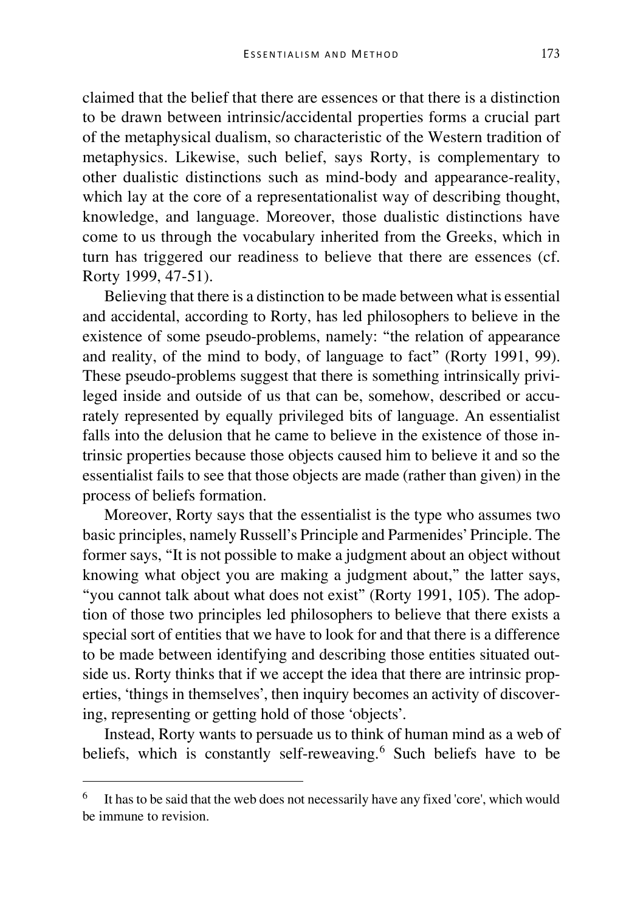claimed that the belief that there are essences or that there is a distinction to be drawn between intrinsic/accidental properties forms a crucial part of the metaphysical dualism, so characteristic of the Western tradition of metaphysics. Likewise, such belief, says Rorty, is complementary to other dualistic distinctions such as mind-body and appearance-reality, which lay at the core of a representationalist way of describing thought, knowledge, and language. Moreover, those dualistic distinctions have come to us through the vocabulary inherited from the Greeks, which in turn has triggered our readiness to believe that there are essences (cf. Rorty 1999, 47-51).

Believing that there is a distinction to be made between what is essential and accidental, according to Rorty, has led philosophers to believe in the existence of some pseudo-problems, namely: "the relation of appearance and reality, of the mind to body, of language to fact" (Rorty 1991, 99). These pseudo-problems suggest that there is something intrinsically privileged inside and outside of us that can be, somehow, described or accurately represented by equally privileged bits of language. An essentialist falls into the delusion that he came to believe in the existence of those intrinsic properties because those objects caused him to believe it and so the essentialist fails to see that those objects are made (rather than given) in the process of beliefs formation.

Moreover, Rorty says that the essentialist is the type who assumes two basic principles, namely Russell's Principle and Parmenides' Principle. The former says, "It is not possible to make a judgment about an object without knowing what object you are making a judgment about," the latter says, "you cannot talk about what does not exist" (Rorty 1991, 105). The adoption of those two principles led philosophers to believe that there exists a special sort of entities that we have to look for and that there is a difference to be made between identifying and describing those entities situated outside us. Rorty thinks that if we accept the idea that there are intrinsic properties, 'things in themselves', then inquiry becomes an activity of discovering, representing or getting hold of those 'objects'.

Instead, Rorty wants to persuade us to think of human mind as a web of beliefs, which is constantly self-reweaving.[6] Such beliefs have to be

[6] It has to be said that the web does not necessarily have any fixed 'core', which would be immune to revision.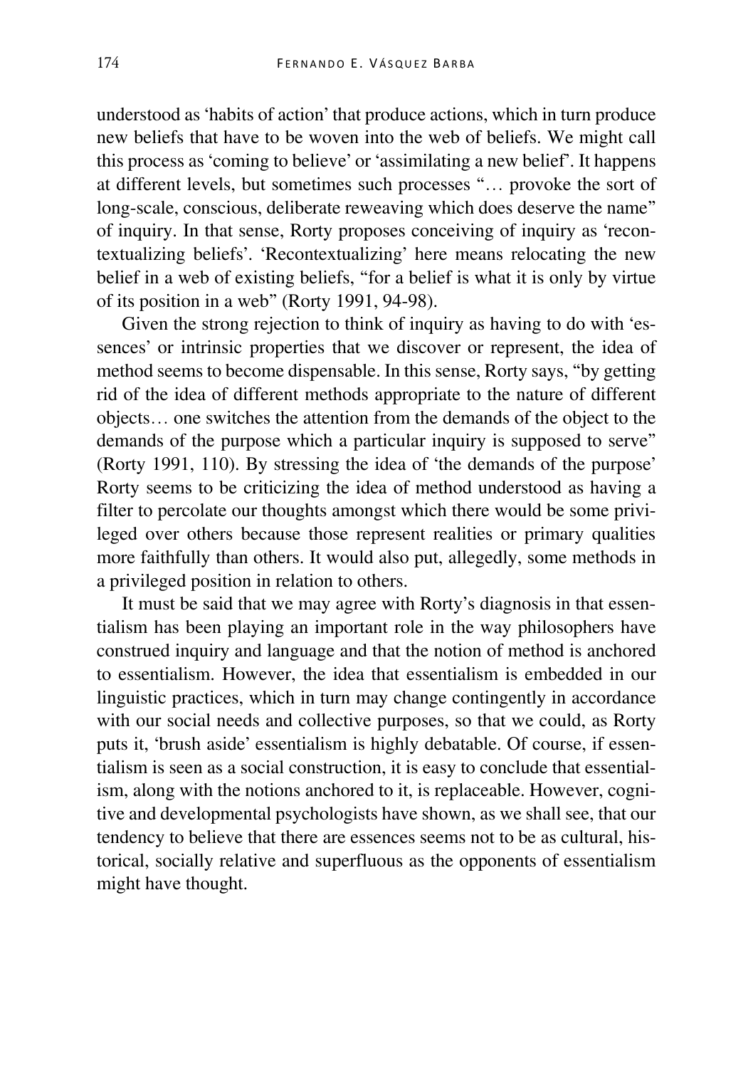understood as 'habits of action' that produce actions, which in turn produce new beliefs that have to be woven into the web of beliefs. We might call this process as 'coming to believe' or 'assimilating a new belief'. It happens at different levels, but sometimes such processes "… provoke the sort of long-scale, conscious, deliberate reweaving which does deserve the name" of inquiry. In that sense, Rorty proposes conceiving of inquiry as 'recontextualizing beliefs'. 'Recontextualizing' here means relocating the new belief in a web of existing beliefs, "for a belief is what it is only by virtue of its position in a web" (Rorty 1991, 94-98).

Given the strong rejection to think of inquiry as having to do with 'essences' or intrinsic properties that we discover or represent, the idea of method seems to become dispensable. In this sense, Rorty says, "by getting rid of the idea of different methods appropriate to the nature of different objects… one switches the attention from the demands of the object to the demands of the purpose which a particular inquiry is supposed to serve" (Rorty 1991, 110). By stressing the idea of 'the demands of the purpose' Rorty seems to be criticizing the idea of method understood as having a filter to percolate our thoughts amongst which there would be some privileged over others because those represent realities or primary qualities more faithfully than others. It would also put, allegedly, some methods in a privileged position in relation to others.

It must be said that we may agree with Rorty's diagnosis in that essentialism has been playing an important role in the way philosophers have construed inquiry and language and that the notion of method is anchored to essentialism. However, the idea that essentialism is embedded in our linguistic practices, which in turn may change contingently in accordance with our social needs and collective purposes, so that we could, as Rorty puts it, 'brush aside' essentialism is highly debatable. Of course, if essentialism is seen as a social construction, it is easy to conclude that essentialism, along with the notions anchored to it, is replaceable. However, cognitive and developmental psychologists have shown, as we shall see, that our tendency to believe that there are essences seems not to be as cultural, historical, socially relative and superfluous as the opponents of essentialism might have thought.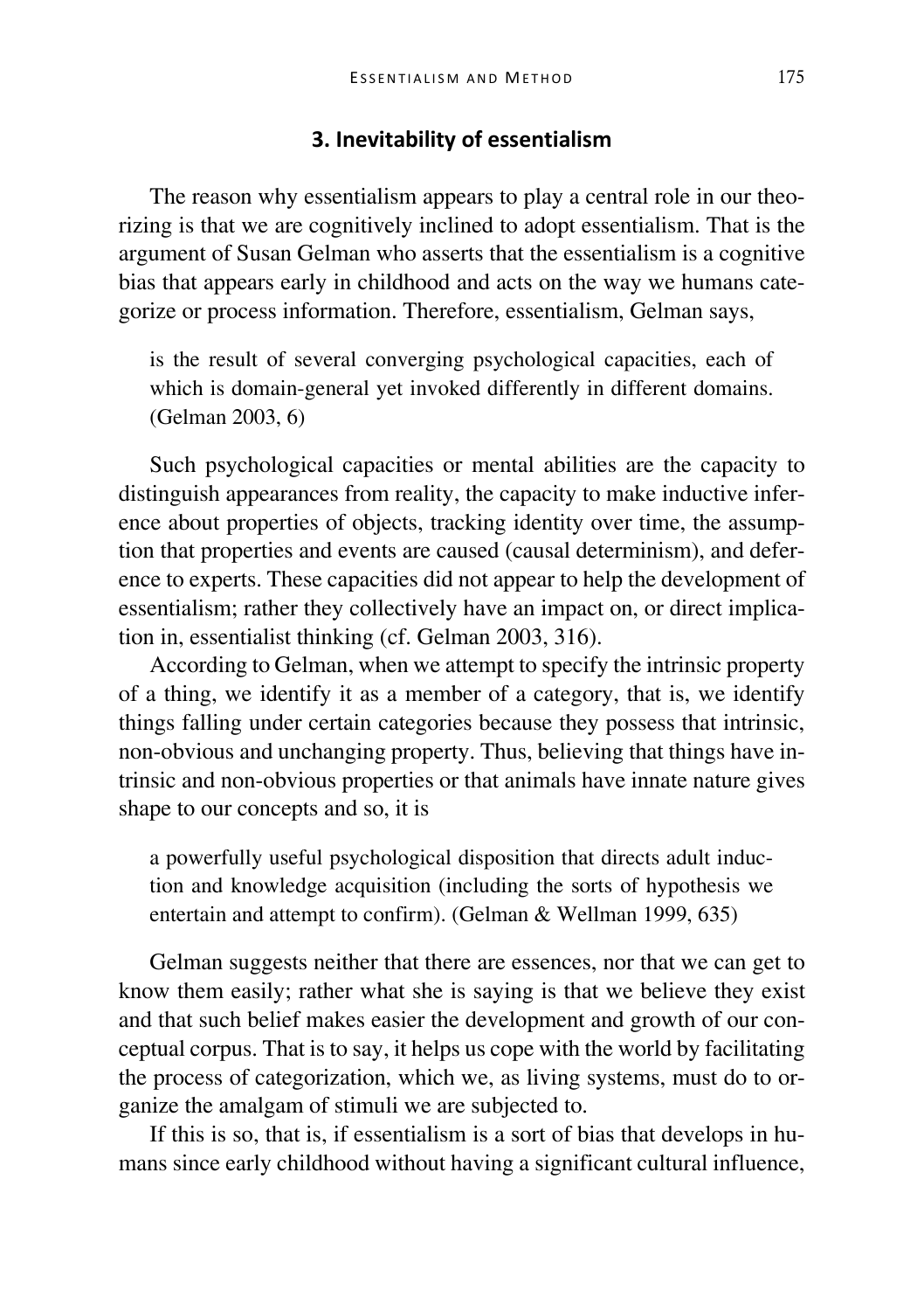## 3. Inevitability of essentialism

The reason why essentialism appears to play a central role in our theorizing is that we are cognitively inclined to adopt essentialism. That is the argument of Susan Gelman who asserts that the essentialism is a cognitive bias that appears early in childhood and acts on the way we humans categorize or process information. Therefore, essentialism, Gelman says,

> is the result of several converging psychological capacities, each of which is domain-general yet invoked differently in different domains. (Gelman 2003, 6)

Such psychological capacities or mental abilities are the capacity to distinguish appearances from reality, the capacity to make inductive inference about properties of objects, tracking identity over time, the assumption that properties and events are caused (causal determinism), and deference to experts. These capacities did not appear to help the development of essentialism; rather they collectively have an impact on, or direct implication in, essentialist thinking (cf. Gelman 2003, 316).

According to Gelman, when we attempt to specify the intrinsic property of a thing, we identify it as a member of a category, that is, we identify things falling under certain categories because they possess that intrinsic, non-obvious and unchanging property. Thus, believing that things have intrinsic and non-obvious properties or that animals have innate nature gives shape to our concepts and so, it is

> a powerfully useful psychological disposition that directs adult induction and knowledge acquisition (including the sorts of hypothesis we entertain and attempt to confirm). (Gelman & Wellman 1999, 635)

Gelman suggests neither that there are essences, nor that we can get to know them easily; rather what she is saying is that we believe they exist and that such belief makes easier the development and growth of our conceptual corpus. That is to say, it helps us cope with the world by facilitating the process of categorization, which we, as living systems, must do to organize the amalgam of stimuli we are subjected to.

If this is so, that is, if essentialism is a sort of bias that develops in humans since early childhood without having a significant cultural influence,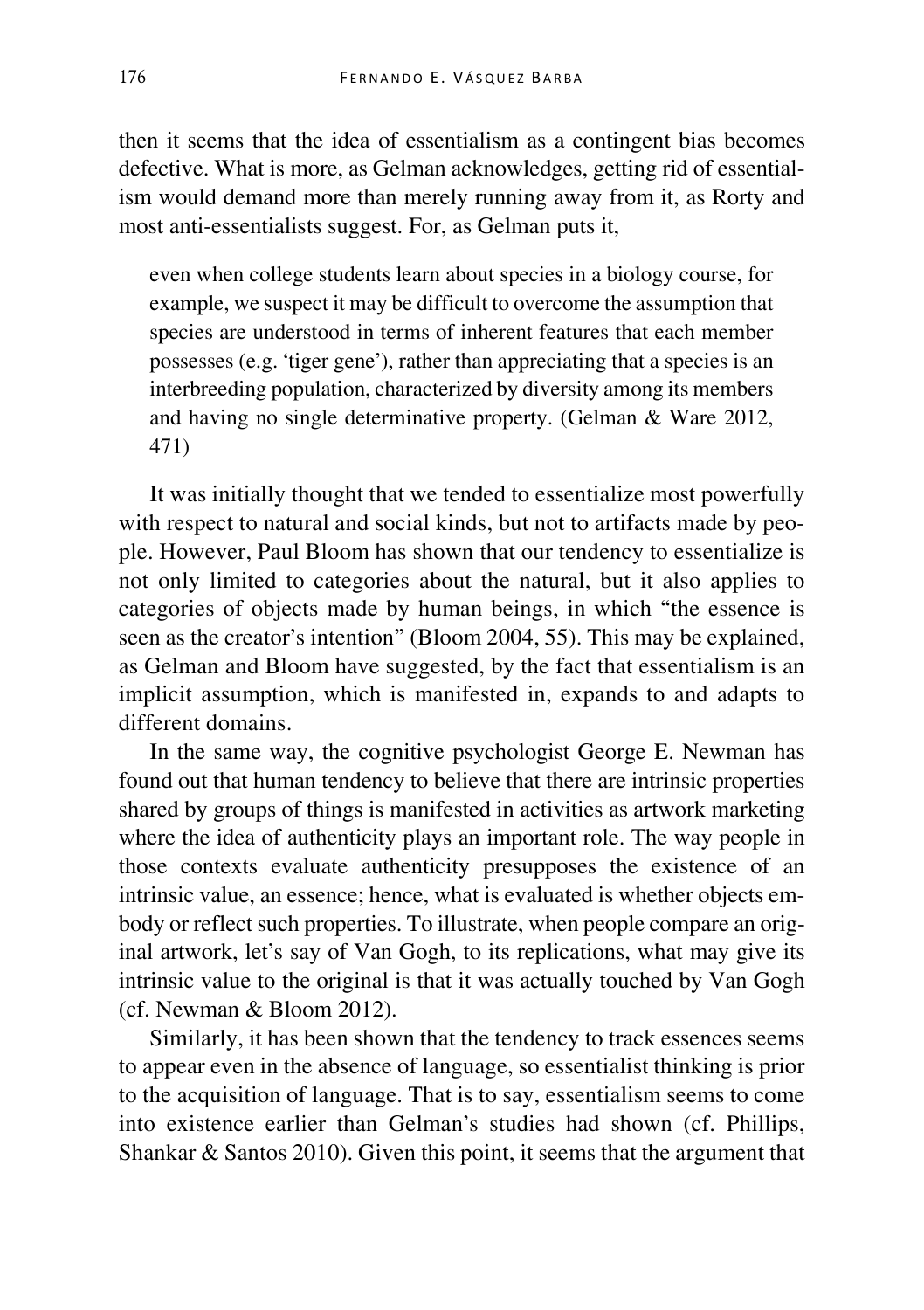then it seems that the idea of essentialism as a contingent bias becomes defective. What is more, as Gelman acknowledges, getting rid of essentialism would demand more than merely running away from it, as Rorty and most anti-essentialists suggest. For, as Gelman puts it,

> even when college students learn about species in a biology course, for example, we suspect it may be difficult to overcome the assumption that species are understood in terms of inherent features that each member possesses (e.g. 'tiger gene'), rather than appreciating that a species is an interbreeding population, characterized by diversity among its members and having no single determinative property. (Gelman & Ware 2012, 471)

It was initially thought that we tended to essentialize most powerfully with respect to natural and social kinds, but not to artifacts made by people. However, Paul Bloom has shown that our tendency to essentialize is not only limited to categories about the natural, but it also applies to categories of objects made by human beings, in which "the essence is seen as the creator's intention" (Bloom 2004, 55). This may be explained, as Gelman and Bloom have suggested, by the fact that essentialism is an implicit assumption, which is manifested in, expands to and adapts to different domains.

In the same way, the cognitive psychologist George E. Newman has found out that human tendency to believe that there are intrinsic properties shared by groups of things is manifested in activities as artwork marketing where the idea of authenticity plays an important role. The way people in those contexts evaluate authenticity presupposes the existence of an intrinsic value, an essence; hence, what is evaluated is whether objects embody or reflect such properties. To illustrate, when people compare an original artwork, let's say of Van Gogh, to its replications, what may give its intrinsic value to the original is that it was actually touched by Van Gogh (cf. Newman & Bloom 2012).

Similarly, it has been shown that the tendency to track essences seems to appear even in the absence of language, so essentialist thinking is prior to the acquisition of language. That is to say, essentialism seems to come into existence earlier than Gelman's studies had shown (cf. Phillips, Shankar & Santos 2010). Given this point, it seems that the argument that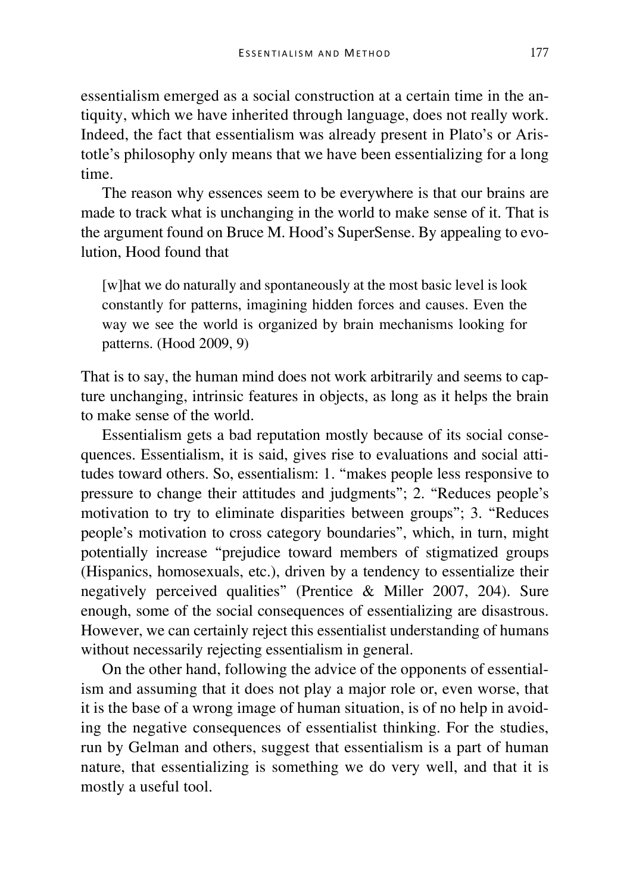essentialism emerged as a social construction at a certain time in the antiquity, which we have inherited through language, does not really work. Indeed, the fact that essentialism was already present in Plato's or Aristotle's philosophy only means that we have been essentializing for a long time.

The reason why essences seem to be everywhere is that our brains are made to track what is unchanging in the world to make sense of it. That is the argument found on Bruce M. Hood's SuperSense. By appealing to evolution, Hood found that

> [w]hat we do naturally and spontaneously at the most basic level is look constantly for patterns, imagining hidden forces and causes. Even the way we see the world is organized by brain mechanisms looking for patterns. (Hood 2009, 9)

That is to say, the human mind does not work arbitrarily and seems to capture unchanging, intrinsic features in objects, as long as it helps the brain to make sense of the world.

Essentialism gets a bad reputation mostly because of its social consequences. Essentialism, it is said, gives rise to evaluations and social attitudes toward others. So, essentialism: 1. "makes people less responsive to pressure to change their attitudes and judgments"; 2. "Reduces people's motivation to try to eliminate disparities between groups"; 3. "Reduces people's motivation to cross category boundaries", which, in turn, might potentially increase "prejudice toward members of stigmatized groups (Hispanics, homosexuals, etc.), driven by a tendency to essentialize their negatively perceived qualities" (Prentice & Miller 2007, 204). Sure enough, some of the social consequences of essentializing are disastrous. However, we can certainly reject this essentialist understanding of humans without necessarily rejecting essentialism in general.

On the other hand, following the advice of the opponents of essentialism and assuming that it does not play a major role or, even worse, that it is the base of a wrong image of human situation, is of no help in avoiding the negative consequences of essentialist thinking. For the studies, run by Gelman and others, suggest that essentialism is a part of human nature, that essentializing is something we do very well, and that it is mostly a useful tool.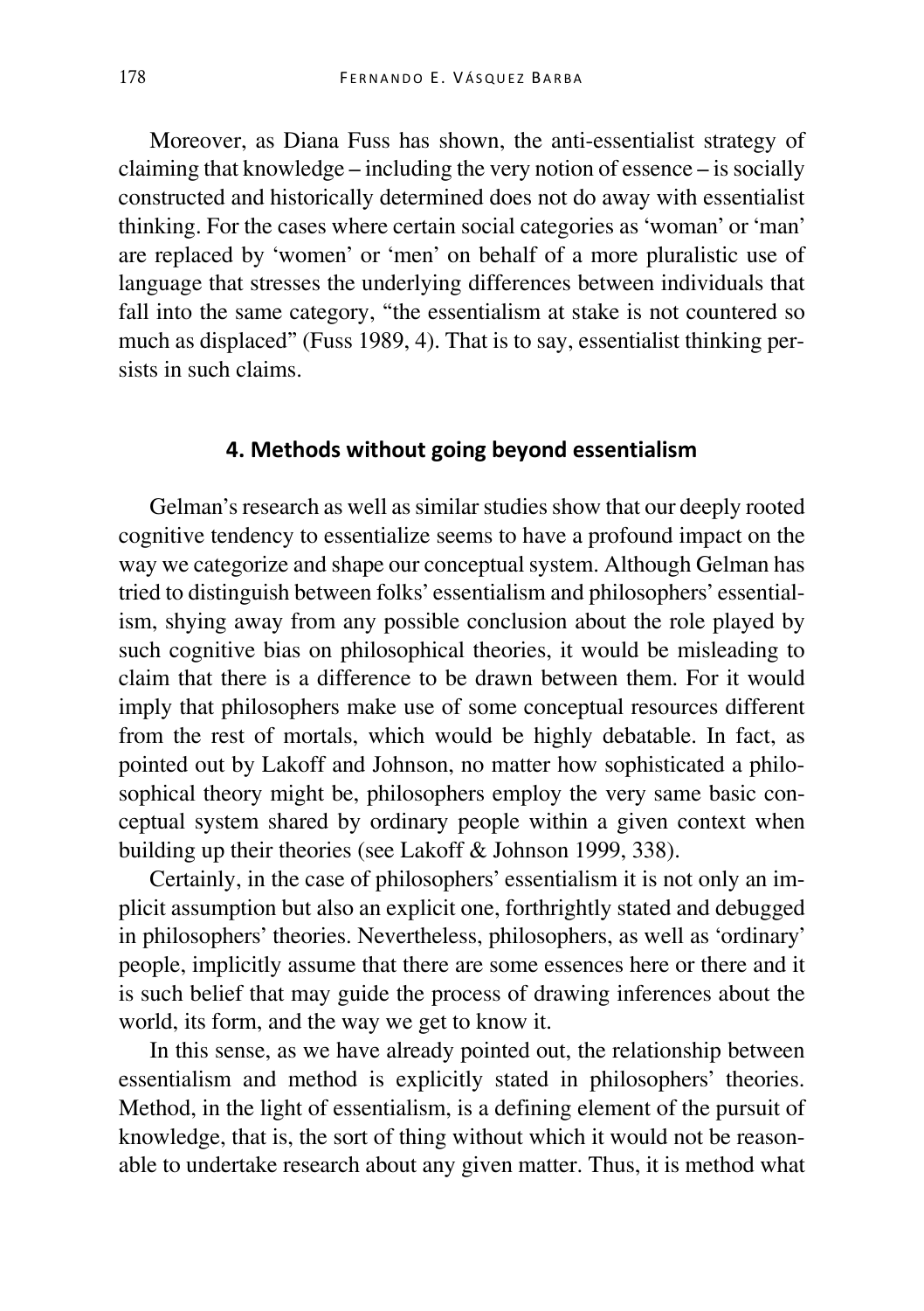Moreover, as Diana Fuss has shown, the anti-essentialist strategy of claiming that knowledge – including the very notion of essence – is socially constructed and historically determined does not do away with essentialist thinking. For the cases where certain social categories as 'woman' or 'man' are replaced by 'women' or 'men' on behalf of a more pluralistic use of language that stresses the underlying differences between individuals that fall into the same category, "the essentialism at stake is not countered so much as displaced" (Fuss 1989, 4). That is to say, essentialist thinking persists in such claims.

## 4. Methods without going beyond essentialism

Gelman's research as well as similar studies show that our deeply rooted cognitive tendency to essentialize seems to have a profound impact on the way we categorize and shape our conceptual system. Although Gelman has tried to distinguish between folks' essentialism and philosophers' essentialism, shying away from any possible conclusion about the role played by such cognitive bias on philosophical theories, it would be misleading to claim that there is a difference to be drawn between them. For it would imply that philosophers make use of some conceptual resources different from the rest of mortals, which would be highly debatable. In fact, as pointed out by Lakoff and Johnson, no matter how sophisticated a philosophical theory might be, philosophers employ the very same basic conceptual system shared by ordinary people within a given context when building up their theories (see Lakoff & Johnson 1999, 338).

Certainly, in the case of philosophers' essentialism it is not only an implicit assumption but also an explicit one, forthrightly stated and debugged in philosophers' theories. Nevertheless, philosophers, as well as 'ordinary' people, implicitly assume that there are some essences here or there and it is such belief that may guide the process of drawing inferences about the world, its form, and the way we get to know it.

In this sense, as we have already pointed out, the relationship between essentialism and method is explicitly stated in philosophers' theories. Method, in the light of essentialism, is a defining element of the pursuit of knowledge, that is, the sort of thing without which it would not be reasonable to undertake research about any given matter. Thus, it is method what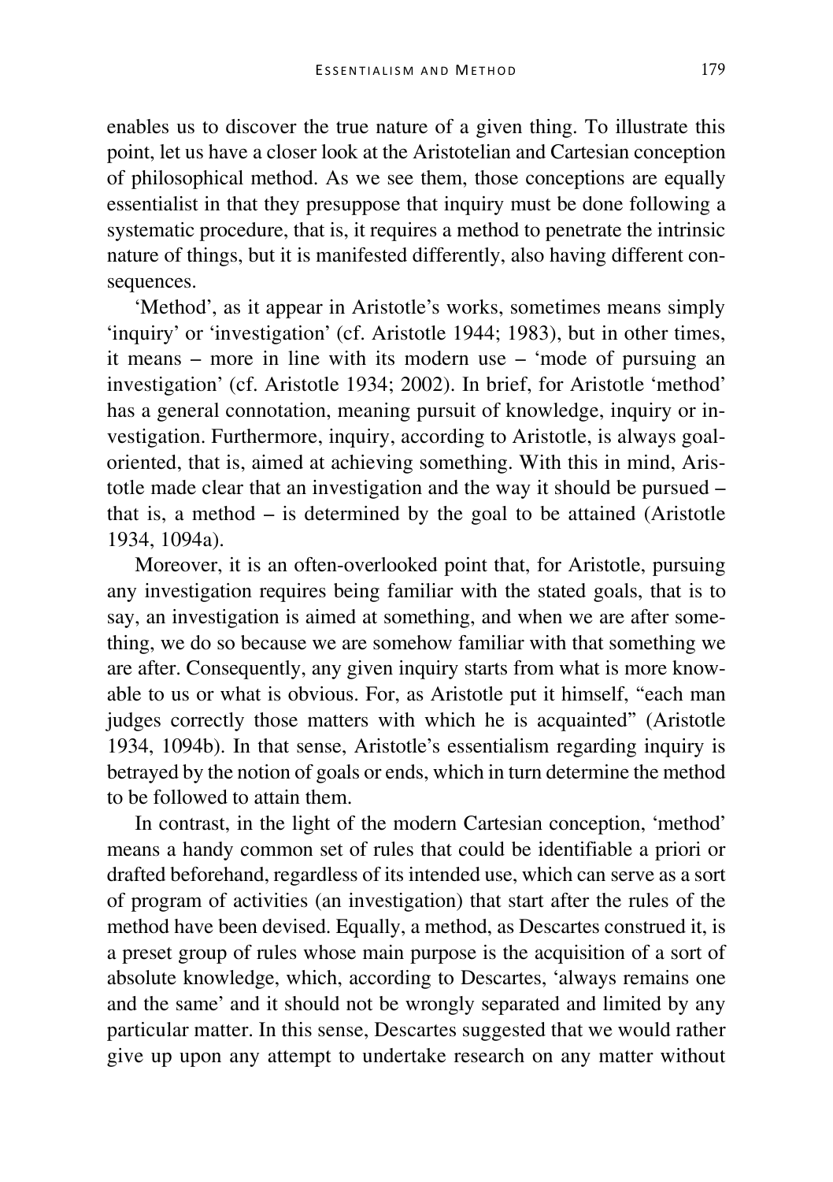enables us to discover the true nature of a given thing. To illustrate this point, let us have a closer look at the Aristotelian and Cartesian conception of philosophical method. As we see them, those conceptions are equally essentialist in that they presuppose that inquiry must be done following a systematic procedure, that is, it requires a method to penetrate the intrinsic nature of things, but it is manifested differently, also having different consequences.

'Method', as it appear in Aristotle's works, sometimes means simply 'inquiry' or 'investigation' (cf. Aristotle 1944; 1983), but in other times, it means – more in line with its modern use – 'mode of pursuing an investigation' (cf. Aristotle 1934; 2002). In brief, for Aristotle 'method' has a general connotation, meaning pursuit of knowledge, inquiry or investigation. Furthermore, inquiry, according to Aristotle, is always goal-oriented, that is, aimed at achieving something. With this in mind, Aristotle made clear that an investigation and the way it should be pursued – that is, a method – is determined by the goal to be attained (Aristotle 1934, 1094a).

Moreover, it is an often-overlooked point that, for Aristotle, pursuing any investigation requires being familiar with the stated goals, that is to say, an investigation is aimed at something, and when we are after something, we do so because we are somehow familiar with that something we are after. Consequently, any given inquiry starts from what is more knowable to us or what is obvious. For, as Aristotle put it himself, "each man judges correctly those matters with which he is acquainted" (Aristotle 1934, 1094b). In that sense, Aristotle's essentialism regarding inquiry is betrayed by the notion of goals or ends, which in turn determine the method to be followed to attain them.

In contrast, in the light of the modern Cartesian conception, 'method' means a handy common set of rules that could be identifiable a priori or drafted beforehand, regardless of its intended use, which can serve as a sort of program of activities (an investigation) that start after the rules of the method have been devised. Equally, a method, as Descartes construed it, is a preset group of rules whose main purpose is the acquisition of a sort of absolute knowledge, which, according to Descartes, 'always remains one and the same' and it should not be wrongly separated and limited by any particular matter. In this sense, Descartes suggested that we would rather give up upon any attempt to undertake research on any matter without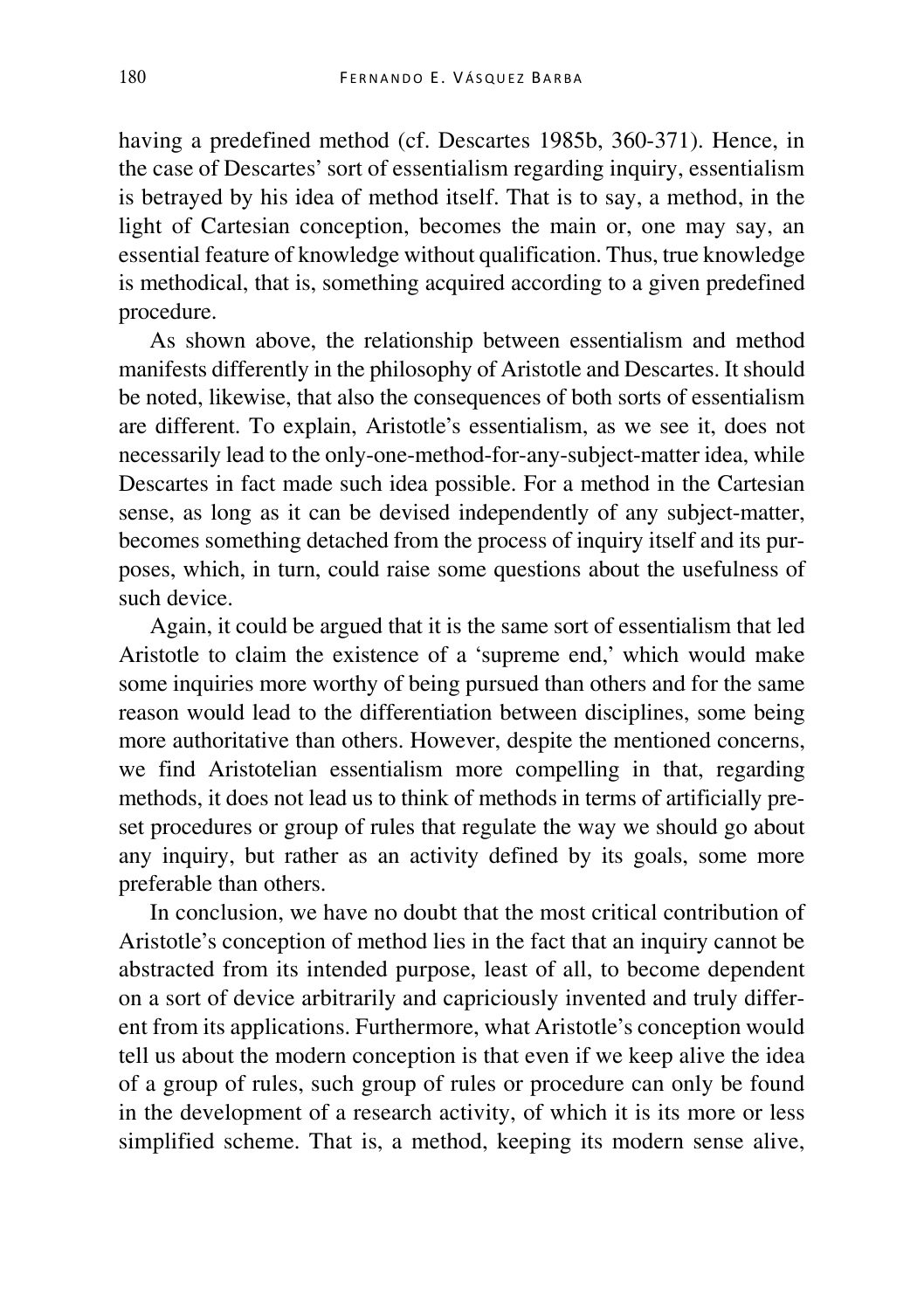having a predefined method (cf. Descartes 1985b, 360-371). Hence, in the case of Descartes' sort of essentialism regarding inquiry, essentialism is betrayed by his idea of method itself. That is to say, a method, in the light of Cartesian conception, becomes the main or, one may say, an essential feature of knowledge without qualification. Thus, true knowledge is methodical, that is, something acquired according to a given predefined procedure.

As shown above, the relationship between essentialism and method manifests differently in the philosophy of Aristotle and Descartes. It should be noted, likewise, that also the consequences of both sorts of essentialism are different. To explain, Aristotle's essentialism, as we see it, does not necessarily lead to the only-one-method-for-any-subject-matter idea, while Descartes in fact made such idea possible. For a method in the Cartesian sense, as long as it can be devised independently of any subject-matter, becomes something detached from the process of inquiry itself and its purposes, which, in turn, could raise some questions about the usefulness of such device.

Again, it could be argued that it is the same sort of essentialism that led Aristotle to claim the existence of a 'supreme end,' which would make some inquiries more worthy of being pursued than others and for the same reason would lead to the differentiation between disciplines, some being more authoritative than others. However, despite the mentioned concerns, we find Aristotelian essentialism more compelling in that, regarding methods, it does not lead us to think of methods in terms of artificially pre-set procedures or group of rules that regulate the way we should go about any inquiry, but rather as an activity defined by its goals, some more preferable than others.

In conclusion, we have no doubt that the most critical contribution of Aristotle's conception of method lies in the fact that an inquiry cannot be abstracted from its intended purpose, least of all, to become dependent on a sort of device arbitrarily and capriciously invented and truly different from its applications. Furthermore, what Aristotle's conception would tell us about the modern conception is that even if we keep alive the idea of a group of rules, such group of rules or procedure can only be found in the development of a research activity, of which it is its more or less simplified scheme. That is, a method, keeping its modern sense alive,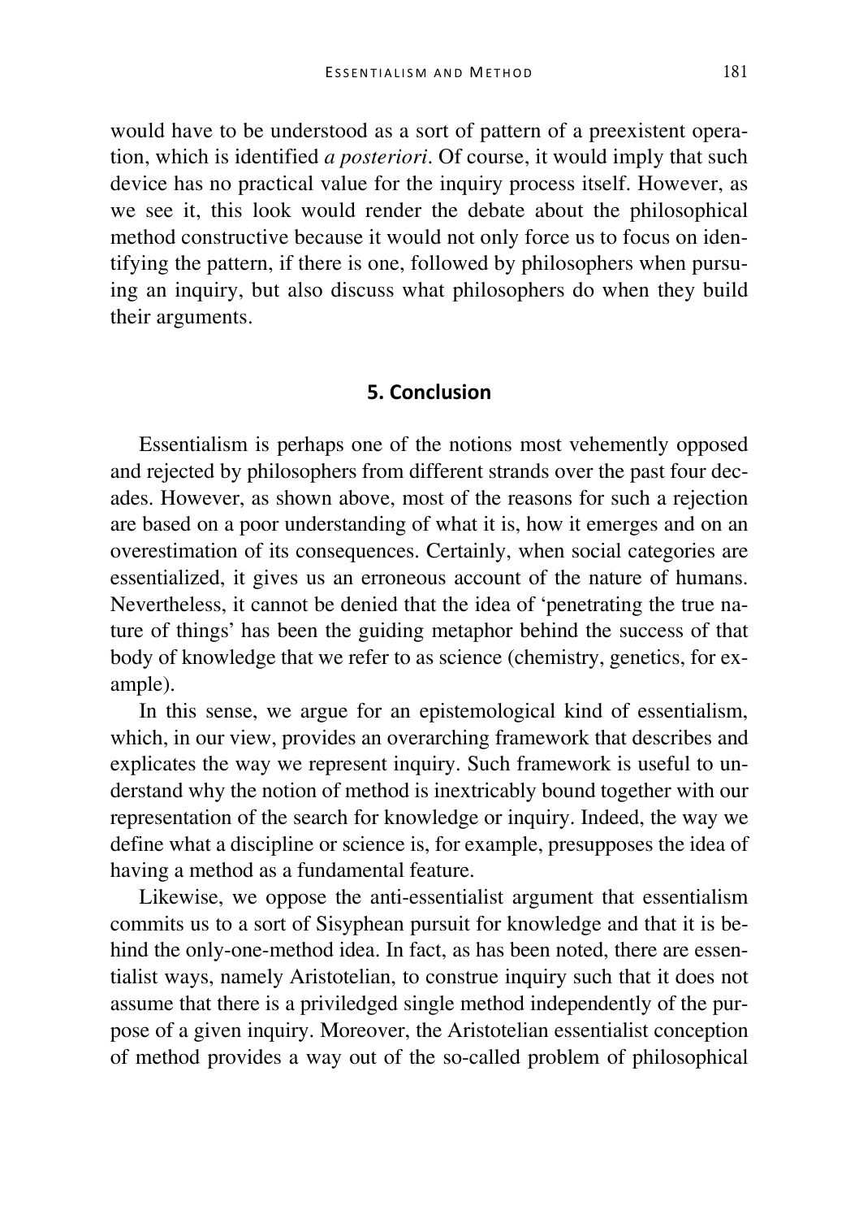would have to be understood as a sort of pattern of a preexistent operation, which is identified *a posteriori*. Of course, it would imply that such device has no practical value for the inquiry process itself. However, as we see it, this look would render the debate about the philosophical method constructive because it would not only force us to focus on identifying the pattern, if there is one, followed by philosophers when pursuing an inquiry, but also discuss what philosophers do when they build their arguments.

## 5. Conclusion

Essentialism is perhaps one of the notions most vehemently opposed and rejected by philosophers from different strands over the past four decades. However, as shown above, most of the reasons for such a rejection are based on a poor understanding of what it is, how it emerges and on an overestimation of its consequences. Certainly, when social categories are essentialized, it gives us an erroneous account of the nature of humans. Nevertheless, it cannot be denied that the idea of 'penetrating the true nature of things' has been the guiding metaphor behind the success of that body of knowledge that we refer to as science (chemistry, genetics, for example).

In this sense, we argue for an epistemological kind of essentialism, which, in our view, provides an overarching framework that describes and explicates the way we represent inquiry. Such framework is useful to understand why the notion of method is inextricably bound together with our representation of the search for knowledge or inquiry. Indeed, the way we define what a discipline or science is, for example, presupposes the idea of having a method as a fundamental feature.

Likewise, we oppose the anti-essentialist argument that essentialism commits us to a sort of Sisyphean pursuit for knowledge and that it is behind the only-one-method idea. In fact, as has been noted, there are essentialist ways, namely Aristotelian, to construe inquiry such that it does not assume that there is a priviledged single method independently of the purpose of a given inquiry. Moreover, the Aristotelian essentialist conception of method provides a way out of the so-called problem of philosophical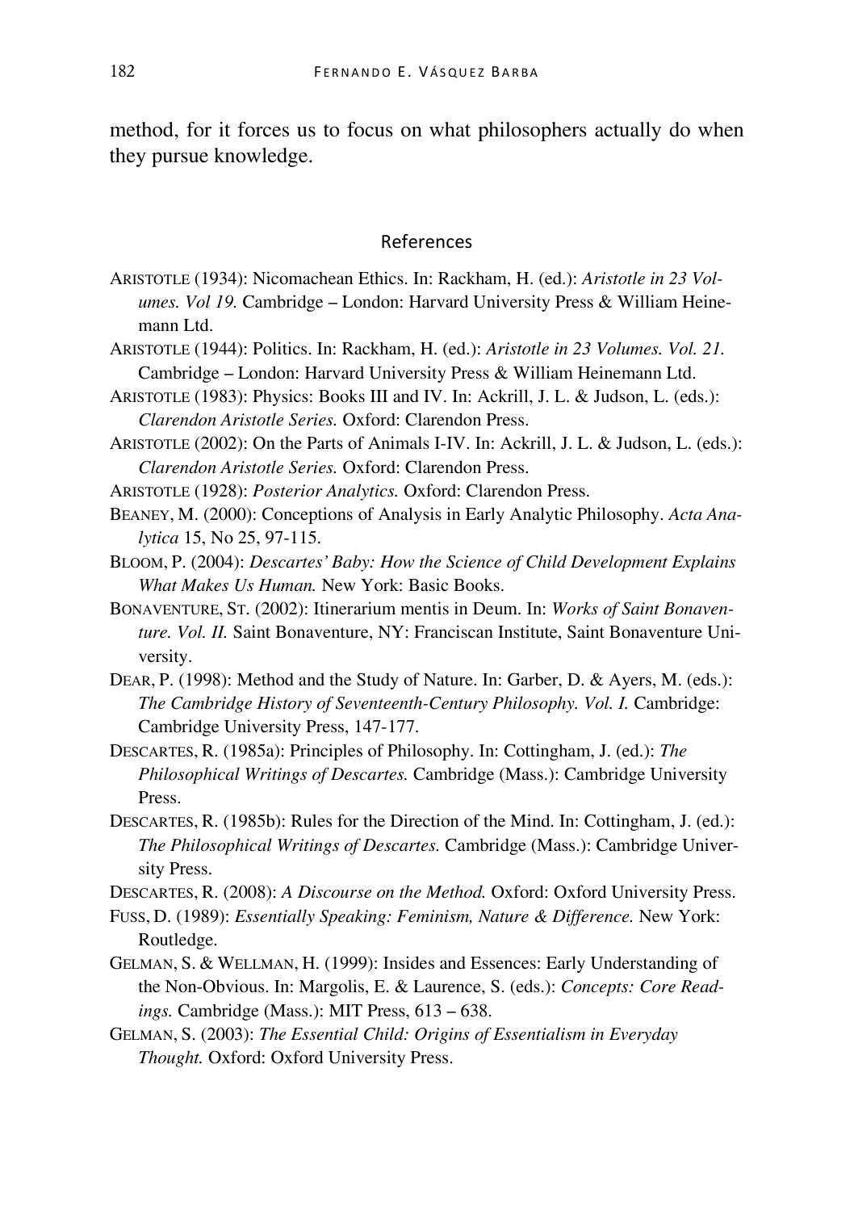method, for it forces us to focus on what philosophers actually do when they pursue knowledge.

## References

ARISTOTLE (1934): Nicomachean Ethics. In: Rackham, H. (ed.): *Aristotle in 23 Volumes. Vol 19.* Cambridge – London: Harvard University Press & William Heinemann Ltd.

ARISTOTLE (1944): Politics. In: Rackham, H. (ed.): *Aristotle in 23 Volumes. Vol. 21.* Cambridge – London: Harvard University Press & William Heinemann Ltd.

ARISTOTLE (1983): Physics: Books III and IV. In: Ackrill, J. L. & Judson, L. (eds.): *Clarendon Aristotle Series.* Oxford: Clarendon Press.

ARISTOTLE (2002): On the Parts of Animals I-IV. In: Ackrill, J. L. & Judson, L. (eds.): *Clarendon Aristotle Series.* Oxford: Clarendon Press.

ARISTOTLE (1928): *Posterior Analytics.* Oxford: Clarendon Press.

BEANEY, M. (2000): Conceptions of Analysis in Early Analytic Philosophy. *Acta Analytica* 15, No 25, 97-115.

BLOOM, P. (2004): *Descartes' Baby: How the Science of Child Development Explains What Makes Us Human.* New York: Basic Books.

BONAVENTURE, ST. (2002): Itinerarium mentis in Deum. In: *Works of Saint Bonaventure. Vol. II.* Saint Bonaventure, NY: Franciscan Institute, Saint Bonaventure University.

DEAR, P. (1998): Method and the Study of Nature. In: Garber, D. & Ayers, M. (eds.): *The Cambridge History of Seventeenth-Century Philosophy. Vol. I.* Cambridge: Cambridge University Press, 147-177.

DESCARTES, R. (1985a): Principles of Philosophy. In: Cottingham, J. (ed.): *The Philosophical Writings of Descartes.* Cambridge (Mass.): Cambridge University Press.

DESCARTES, R. (1985b): Rules for the Direction of the Mind. In: Cottingham, J. (ed.): *The Philosophical Writings of Descartes.* Cambridge (Mass.): Cambridge University Press.

DESCARTES, R. (2008): *A Discourse on the Method.* Oxford: Oxford University Press.

FUSS, D. (1989): *Essentially Speaking: Feminism, Nature & Difference.* New York: Routledge.

GELMAN, S. & WELLMAN, H. (1999): Insides and Essences: Early Understanding of the Non-Obvious. In: Margolis, E. & Laurence, S. (eds.): *Concepts: Core Readings.* Cambridge (Mass.): MIT Press, 613 – 638.

GELMAN, S. (2003): *The Essential Child: Origins of Essentialism in Everyday Thought.* Oxford: Oxford University Press.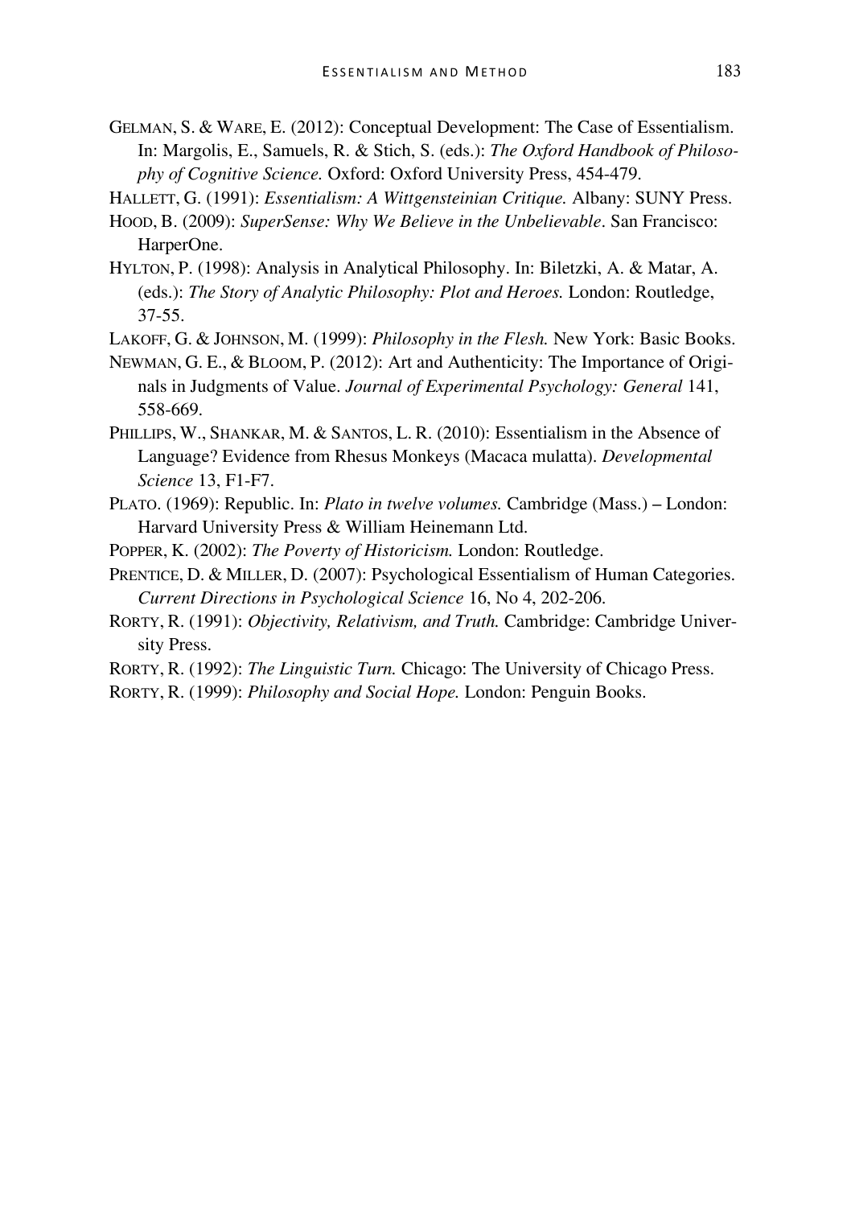GELMAN, S. & WARE, E. (2012): Conceptual Development: The Case of Essentialism. In: Margolis, E., Samuels, R. & Stich, S. (eds.): *The Oxford Handbook of Philosophy of Cognitive Science.* Oxford: Oxford University Press, 454-479.

HALLETT, G. (1991): *Essentialism: A Wittgensteinian Critique.* Albany: SUNY Press.

HOOD, B. (2009): *SuperSense: Why We Believe in the Unbelievable*. San Francisco: HarperOne.

HYLTON, P. (1998): Analysis in Analytical Philosophy. In: Biletzki, A. & Matar, A. (eds.): *The Story of Analytic Philosophy: Plot and Heroes.* London: Routledge, 37-55.

LAKOFF, G. & JOHNSON, M. (1999): *Philosophy in the Flesh.* New York: Basic Books.

NEWMAN, G. E., & BLOOM, P. (2012): Art and Authenticity: The Importance of Originals in Judgments of Value. *Journal of Experimental Psychology: General* 141, 558-669.

PHILLIPS, W., SHANKAR, M. & SANTOS, L. R. (2010): Essentialism in the Absence of Language? Evidence from Rhesus Monkeys (Macaca mulatta). *Developmental Science* 13, F1-F7.

PLATO. (1969): Republic. In: *Plato in twelve volumes.* Cambridge (Mass.) – London: Harvard University Press & William Heinemann Ltd.

POPPER, K. (2002): *The Poverty of Historicism.* London: Routledge.

PRENTICE, D. & MILLER, D. (2007): Psychological Essentialism of Human Categories. *Current Directions in Psychological Science* 16, No 4, 202-206.

RORTY, R. (1991): *Objectivity, Relativism, and Truth.* Cambridge: Cambridge University Press.

RORTY, R. (1992): *The Linguistic Turn.* Chicago: The University of Chicago Press.

RORTY, R. (1999): *Philosophy and Social Hope.* London: Penguin Books.